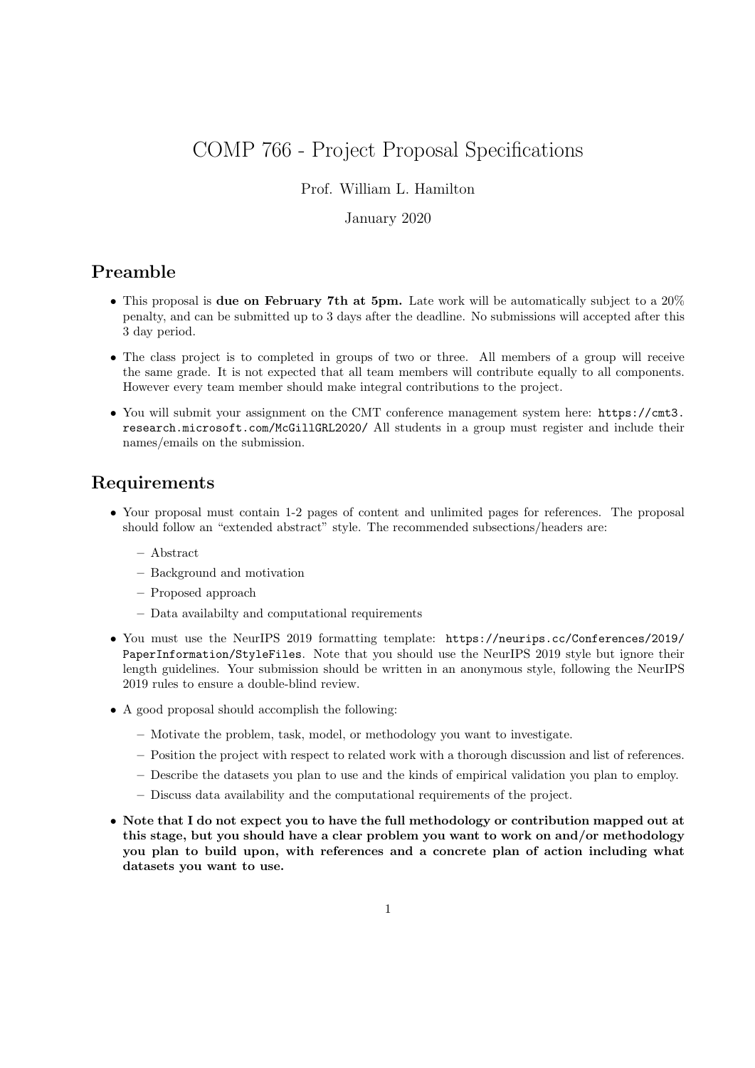# COMP 766 - Project Proposal Specifications

Prof. William L. Hamilton

January 2020

## Preamble

- This proposal is **due on February 7th at 5pm.** Late work will be automatically subject to a 20% penalty, and can be submitted up to 3 days after the deadline. No submissions will accepted after this 3 day period.
- The class project is to completed in groups of two or three. All members of a group will receive the same grade. It is not expected that all team members will contribute equally to all components. However every team member should make integral contributions to the project.
- You will submit your assignment on the CMT conference management system here: `https://cmt3.research.microsoft.com/McGillGRL2020/` All students in a group must register and include their names/emails on the submission.

## Requirements

- Your proposal must contain 1-2 pages of content and unlimited pages for references. The proposal should follow an "extended abstract" style. The recommended subsections/headers are:
  - Abstract
  - Background and motivation
  - Proposed approach
  - Data availabilty and computational requirements
- You must use the NeurIPS 2019 formatting template: `https://neurips.cc/Conferences/2019/PaperInformation/StyleFiles`. Note that you should use the NeurIPS 2019 style but ignore their length guidelines. Your submission should be written in an anonymous style, following the NeurIPS 2019 rules to ensure a double-blind review.
- A good proposal should accomplish the following:
  - Motivate the problem, task, model, or methodology you want to investigate.
  - Position the project with respect to related work with a thorough discussion and list of references.
  - Describe the datasets you plan to use and the kinds of empirical validation you plan to employ.
  - Discuss data availability and the computational requirements of the project.
- **Note that I do not expect you to have the full methodology or contribution mapped out at this stage, but you should have a clear problem you want to work on and/or methodology you plan to build upon, with references and a concrete plan of action including what datasets you want to use.**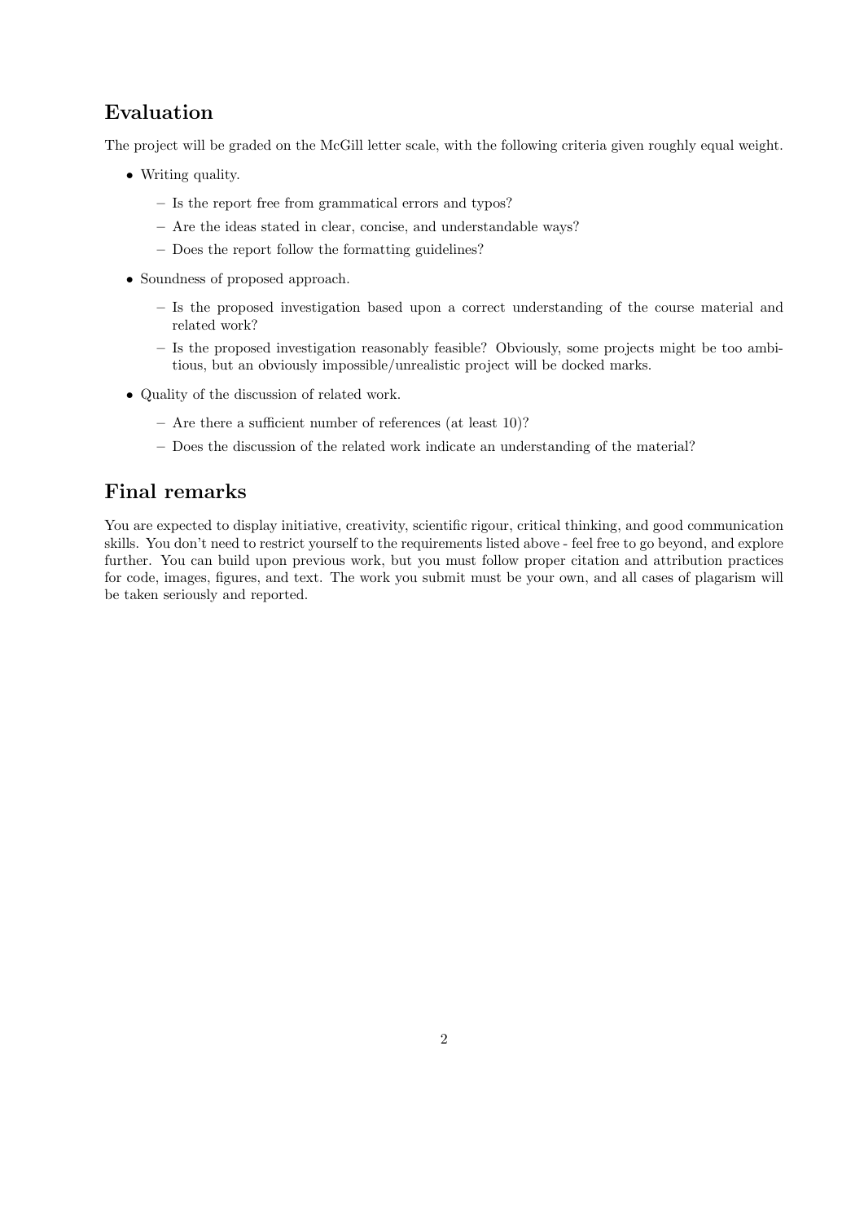## Evaluation

The project will be graded on the McGill letter scale, with the following criteria given roughly equal weight.

- Writing quality.
  - Is the report free from grammatical errors and typos?
  - Are the ideas stated in clear, concise, and understandable ways?
  - Does the report follow the formatting guidelines?
- Soundness of proposed approach.
  - Is the proposed investigation based upon a correct understanding of the course material and related work?
  - Is the proposed investigation reasonably feasible? Obviously, some projects might be too ambitious, but an obviously impossible/unrealistic project will be docked marks.
- Quality of the discussion of related work.
  - Are there a sufficient number of references (at least 10)?
  - Does the discussion of the related work indicate an understanding of the material?

## Final remarks

You are expected to display initiative, creativity, scientific rigour, critical thinking, and good communication skills. You don't need to restrict yourself to the requirements listed above - feel free to go beyond, and explore further. You can build upon previous work, but you must follow proper citation and attribution practices for code, images, figures, and text. The work you submit must be your own, and all cases of plagarism will be taken seriously and reported.